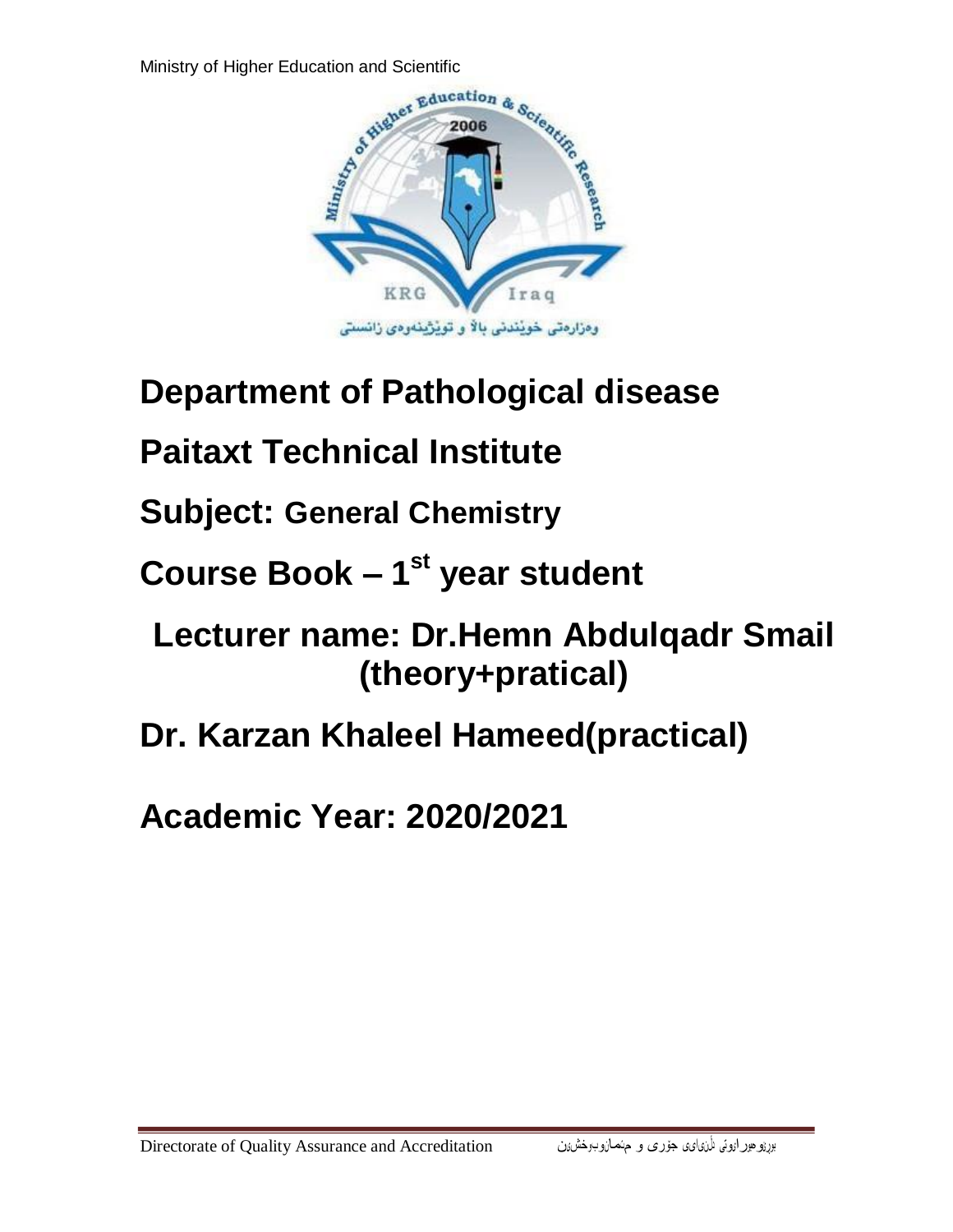Ministry of Higher Education and Scientific

# Department of Pathological disease

# Paitaxt Technical Institute

# Subject: General Chemistry

# Course Book – 1st year student

# Lecturer name: Dr.Hemn Abdulqadr Smail (theory+pratical)

# Dr. Karzan Khaleel Hameed(practical)

# Academic Year: 2020/2021

Directorate of Quality Assurance and Accreditation

بەڕێوەبەرایەتی دڵنیایی جۆری و متمانەبەخشین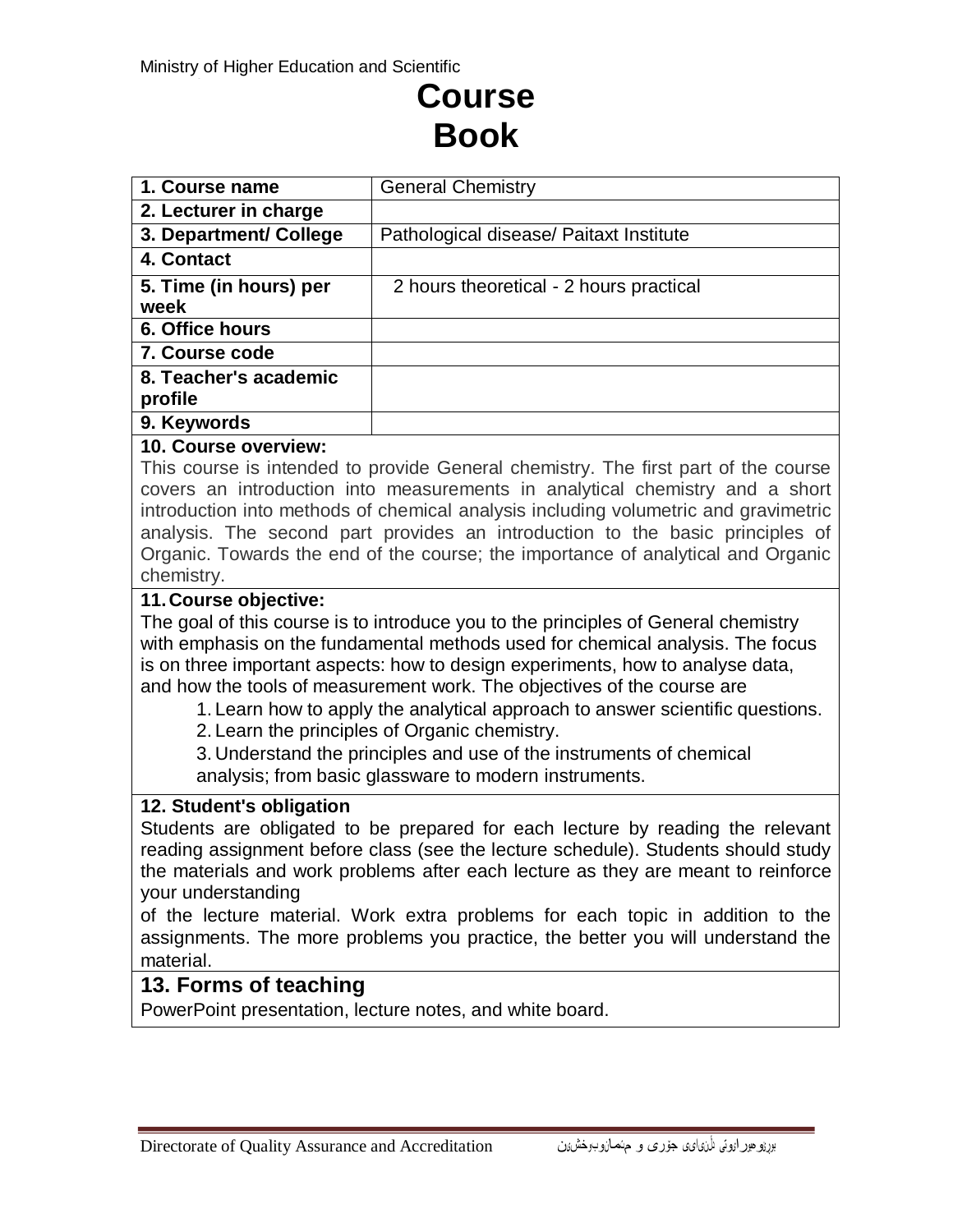Ministry of Higher Education and Scientific

# Course Book

| 1. Course name | General Chemistry |
|---|---|
| 2. Lecturer in charge | |
| 3. Department/ College | Pathological disease/ Paitaxt Institute |
| 4. Contact | |
| 5. Time (in hours) per week | 2 hours theoretical - 2 hours practical |
| 6. Office hours | |
| 7. Course code | |
| 8. Teacher's academic profile | |
| 9. Keywords | |

**10. Course overview:**

This course is intended to provide General chemistry. The first part of the course covers an introduction into measurements in analytical chemistry and a short introduction into methods of chemical analysis including volumetric and gravimetric analysis. The second part provides an introduction to the basic principles of Organic. Towards the end of the course; the importance of analytical and Organic chemistry.

**11. Course objective:**

The goal of this course is to introduce you to the principles of General chemistry with emphasis on the fundamental methods used for chemical analysis. The focus is on three important aspects: how to design experiments, how to analyse data, and how the tools of measurement work. The objectives of the course are

1. Learn how to apply the analytical approach to answer scientific questions.
2. Learn the principles of Organic chemistry.
3. Understand the principles and use of the instruments of chemical analysis; from basic glassware to modern instruments.

**12. Student's obligation**

Students are obligated to be prepared for each lecture by reading the relevant reading assignment before class (see the lecture schedule). Students should study the materials and work problems after each lecture as they are meant to reinforce your understanding of the lecture material. Work extra problems for each topic in addition to the assignments. The more problems you practice, the better you will understand the material.

**13. Forms of teaching**

PowerPoint presentation, lecture notes, and white board.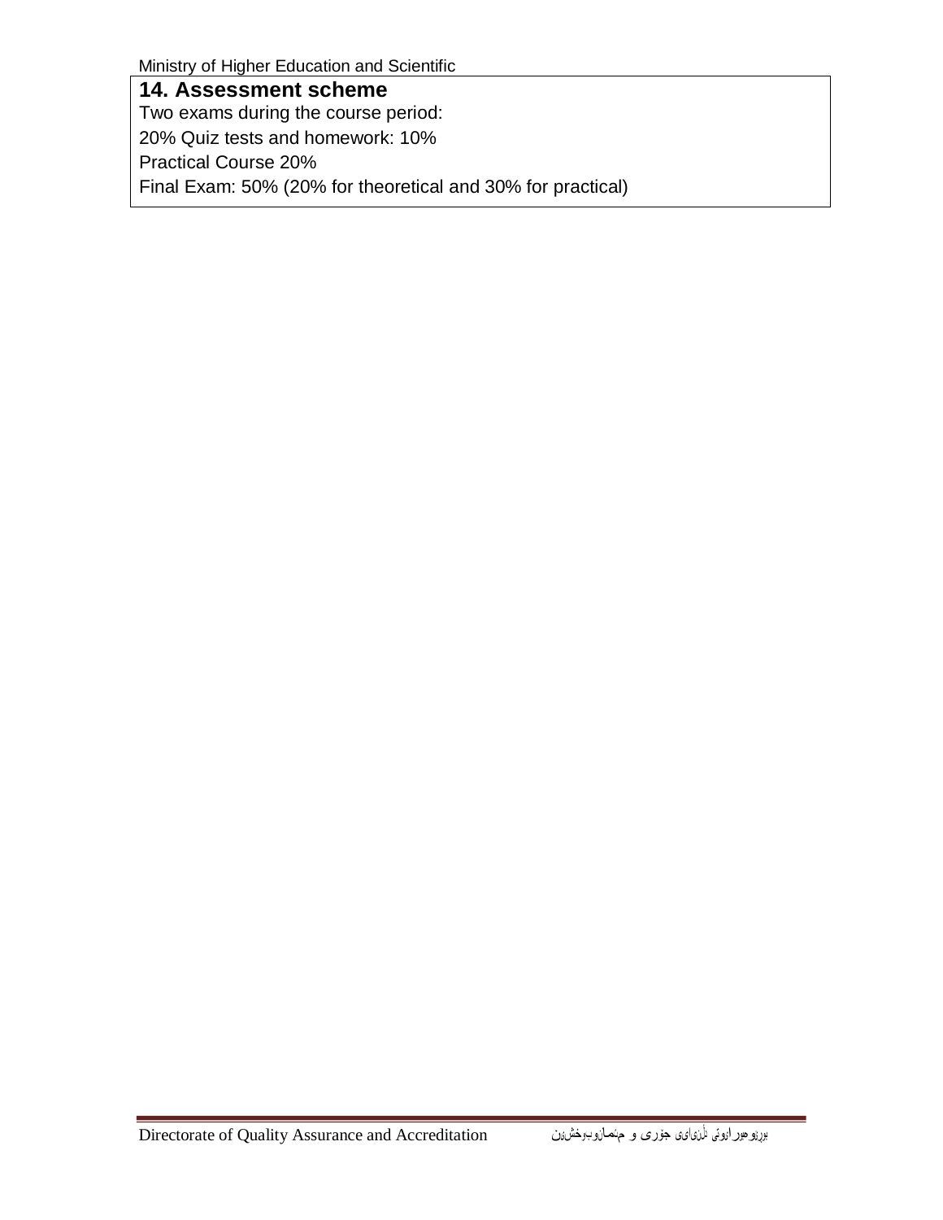## 14. Assessment scheme

Two exams during the course period:

20% Quiz tests and homework: 10%

Practical Course 20%

Final Exam: 50% (20% for theoretical and 30% for practical)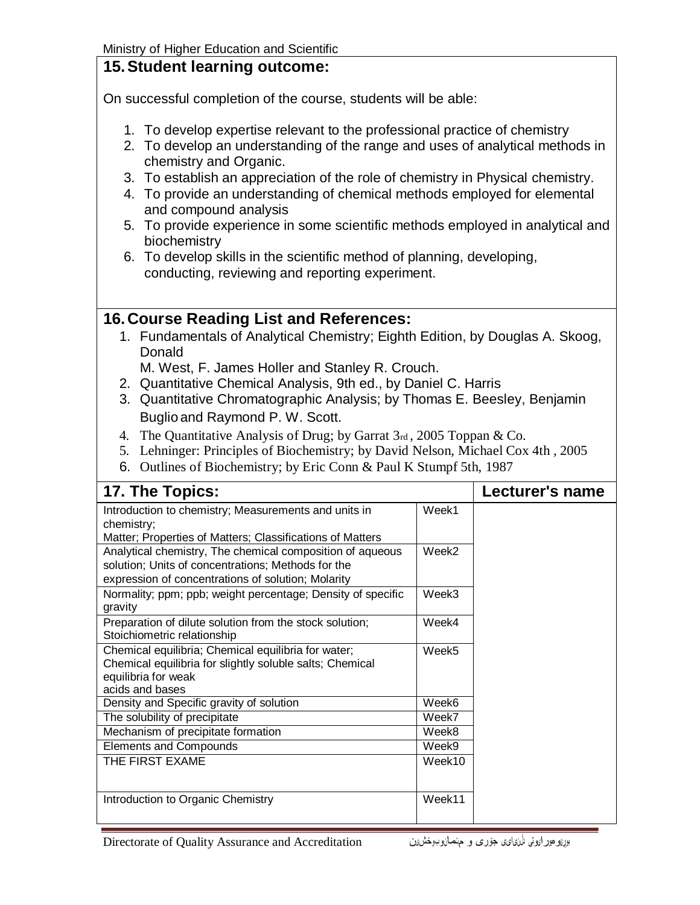## 15. Student learning outcome:

On successful completion of the course, students will be able:

1. To develop expertise relevant to the professional practice of chemistry
2. To develop an understanding of the range and uses of analytical methods in chemistry and Organic.
3. To establish an appreciation of the role of chemistry in Physical chemistry.
4. To provide an understanding of chemical methods employed for elemental and compound analysis
5. To provide experience in some scientific methods employed in analytical and biochemistry
6. To develop skills in the scientific method of planning, developing, conducting, reviewing and reporting experiment.

## 16. Course Reading List and References:

1. Fundamentals of Analytical Chemistry; Eighth Edition, by Douglas A. Skoog, Donald M. West, F. James Holler and Stanley R. Crouch.
2. Quantitative Chemical Analysis, 9th ed., by Daniel C. Harris
3. Quantitative Chromatographic Analysis; by Thomas E. Beesley, Benjamin Buglio and Raymond P. W. Scott.
4. The Quantitative Analysis of Drug; by Garrat 3rd , 2005 Toppan & Co.
5. Lehninger: Principles of Biochemistry; by David Nelson, Michael Cox 4th , 2005
6. Outlines of Biochemistry; by Eric Conn & Paul K Stumpf 5th, 1987

| 17. The Topics: | | Lecturer's name |
|---|---|---|
| Introduction to chemistry; Measurements and units in chemistry; Matter; Properties of Matters; Classifications of Matters | Week1 | |
| Analytical chemistry, The chemical composition of aqueous solution; Units of concentrations; Methods for the expression of concentrations of solution; Molarity | Week2 | |
| Normality; ppm; ppb; weight percentage; Density of specific gravity | Week3 | |
| Preparation of dilute solution from the stock solution; Stoichiometric relationship | Week4 | |
| Chemical equilibria; Chemical equilibria for water; Chemical equilibria for slightly soluble salts; Chemical equilibria for weak acids and bases | Week5 | |
| Density and Specific gravity of solution | Week6 | |
| The solubility of precipitate | Week7 | |
| Mechanism of precipitate formation | Week8 | |
| Elements and Compounds | Week9 | |
| THE FIRST EXAME | Week10 | |
| Introduction to Organic Chemistry | Week11 | |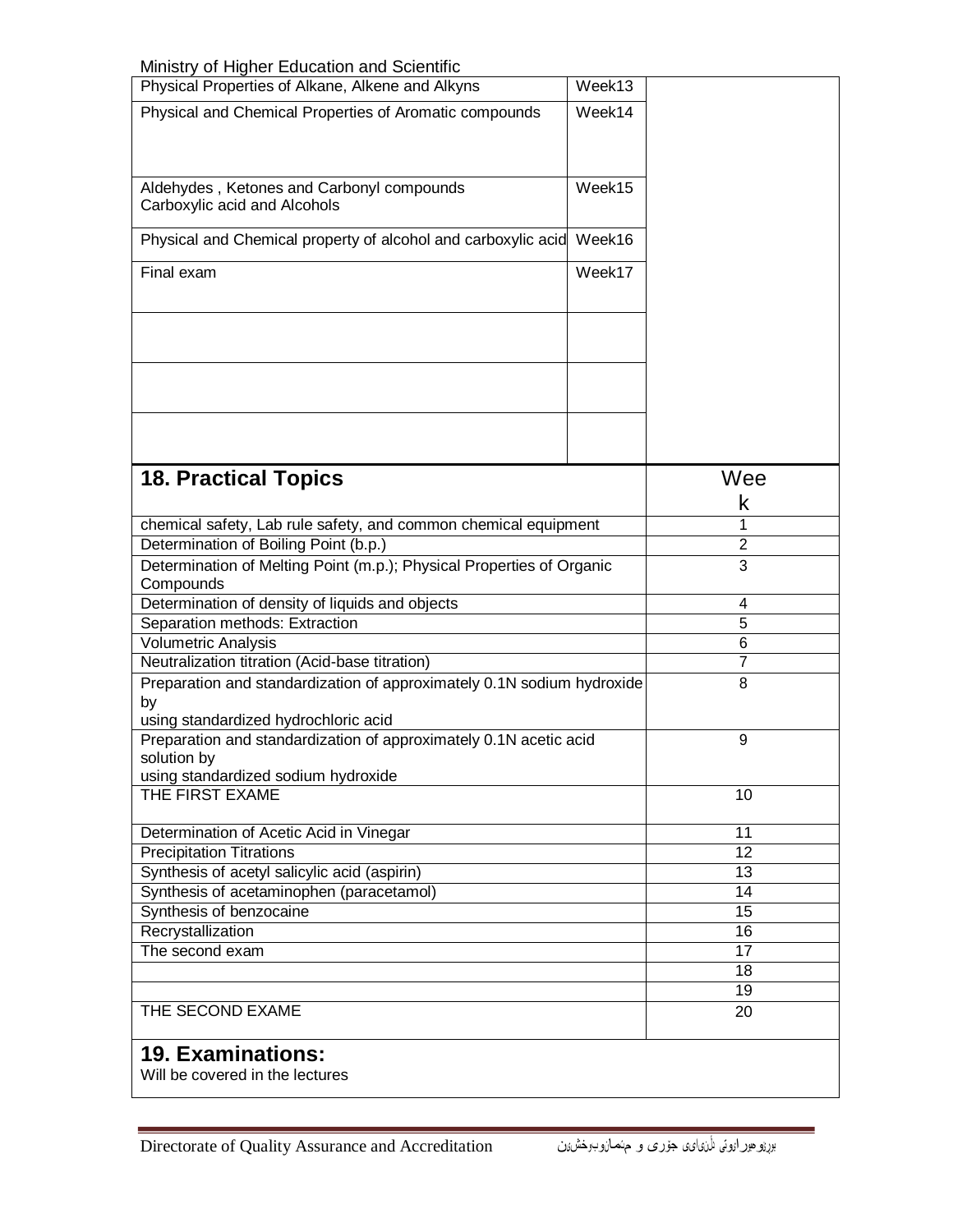| | | |
|---|---|---|
| Physical Properties of Alkane, Alkene and Alkyns | Week13 | |
| Physical and Chemical Properties of Aromatic compounds | Week14 | |
| Aldehydes , Ketones and Carbonyl compounds<br>Carboxylic acid and Alcohols | Week15 | |
| Physical and Chemical property of alcohol and carboxylic acid | Week16 | |
| Final exam | Week17 | |
| | | |
| | | |
| | | |

| **18. Practical Topics** | Week |
|---|---|
| chemical safety, Lab rule safety, and common chemical equipment | 1 |
| Determination of Boiling Point (b.p.) | 2 |
| Determination of Melting Point (m.p.); Physical Properties of Organic Compounds | 3 |
| Determination of density of liquids and objects | 4 |
| Separation methods: Extraction | 5 |
| Volumetric Analysis | 6 |
| Neutralization titration (Acid-base titration) | 7 |
| Preparation and standardization of approximately 0.1N sodium hydroxide by using standardized hydrochloric acid | 8 |
| Preparation and standardization of approximately 0.1N acetic acid solution by using standardized sodium hydroxide | 9 |
| THE FIRST EXAME | 10 |
| Determination of Acetic Acid in Vinegar | 11 |
| Precipitation Titrations | 12 |
| Synthesis of acetyl salicylic acid (aspirin) | 13 |
| Synthesis of acetaminophen (paracetamol) | 14 |
| Synthesis of benzocaine | 15 |
| Recrystallization | 16 |
| The second exam | 17 |
| | 18 |
| | 19 |
| THE SECOND EXAME | 20 |

## 19. Examinations:

Will be covered in the lectures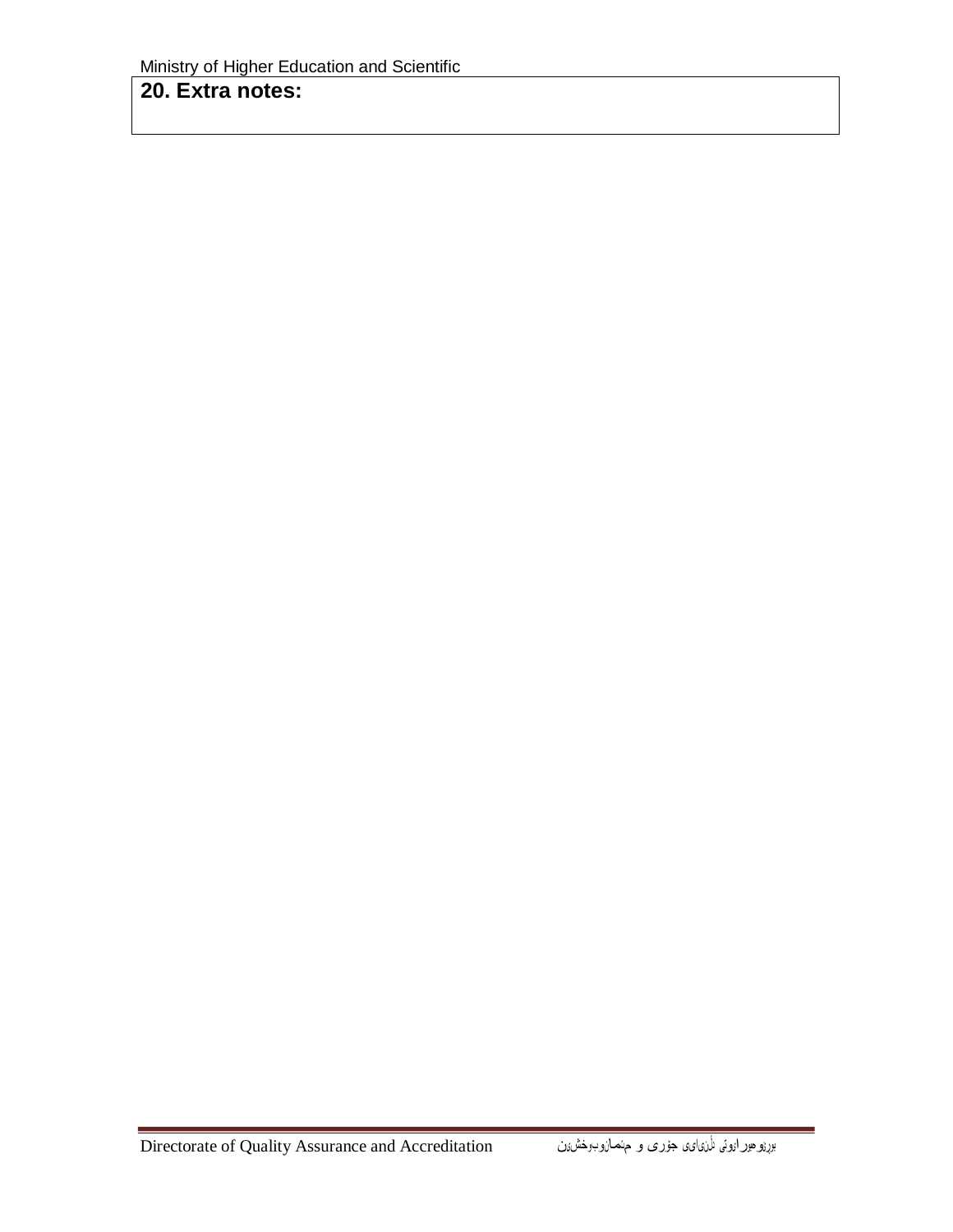**20. Extra notes:**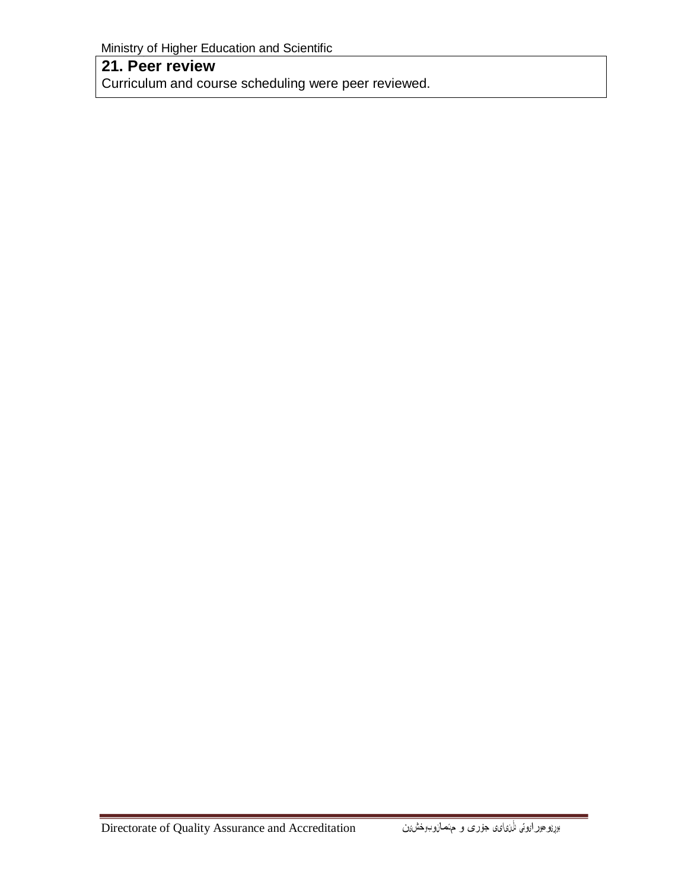## 21. Peer review

Curriculum and course scheduling were peer reviewed.